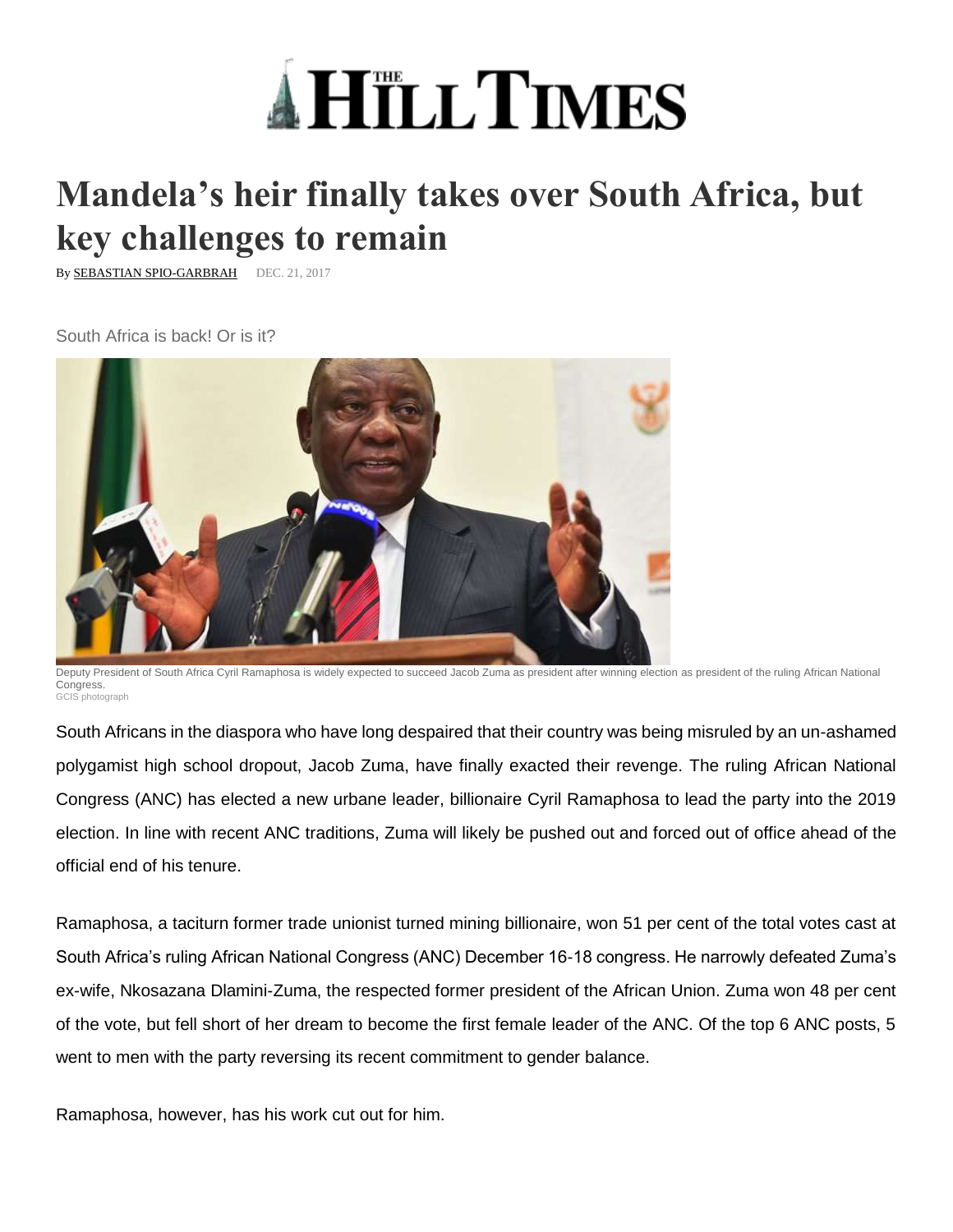# THE HILL TIMES

# Mandela's heir finally takes over South Africa, but key challenges to remain

By SEBASTIAN SPIO-GARBRAH DEC. 21, 2017

South Africa is back! Or is it?

Deputy President of South Africa Cyril Ramaphosa is widely expected to succeed Jacob Zuma as president after winning election as president of the ruling African National Congress.
GCIS photograph

South Africans in the diaspora who have long despaired that their country was being misruled by an un-ashamed polygamist high school dropout, Jacob Zuma, have finally exacted their revenge. The ruling African National Congress (ANC) has elected a new urbane leader, billionaire Cyril Ramaphosa to lead the party into the 2019 election. In line with recent ANC traditions, Zuma will likely be pushed out and forced out of office ahead of the official end of his tenure.

Ramaphosa, a taciturn former trade unionist turned mining billionaire, won 51 per cent of the total votes cast at South Africa's ruling African National Congress (ANC) December 16-18 congress. He narrowly defeated Zuma's ex-wife, Nkosazana Dlamini-Zuma, the respected former president of the African Union. Zuma won 48 per cent of the vote, but fell short of her dream to become the first female leader of the ANC. Of the top 6 ANC posts, 5 went to men with the party reversing its recent commitment to gender balance.

Ramaphosa, however, has his work cut out for him.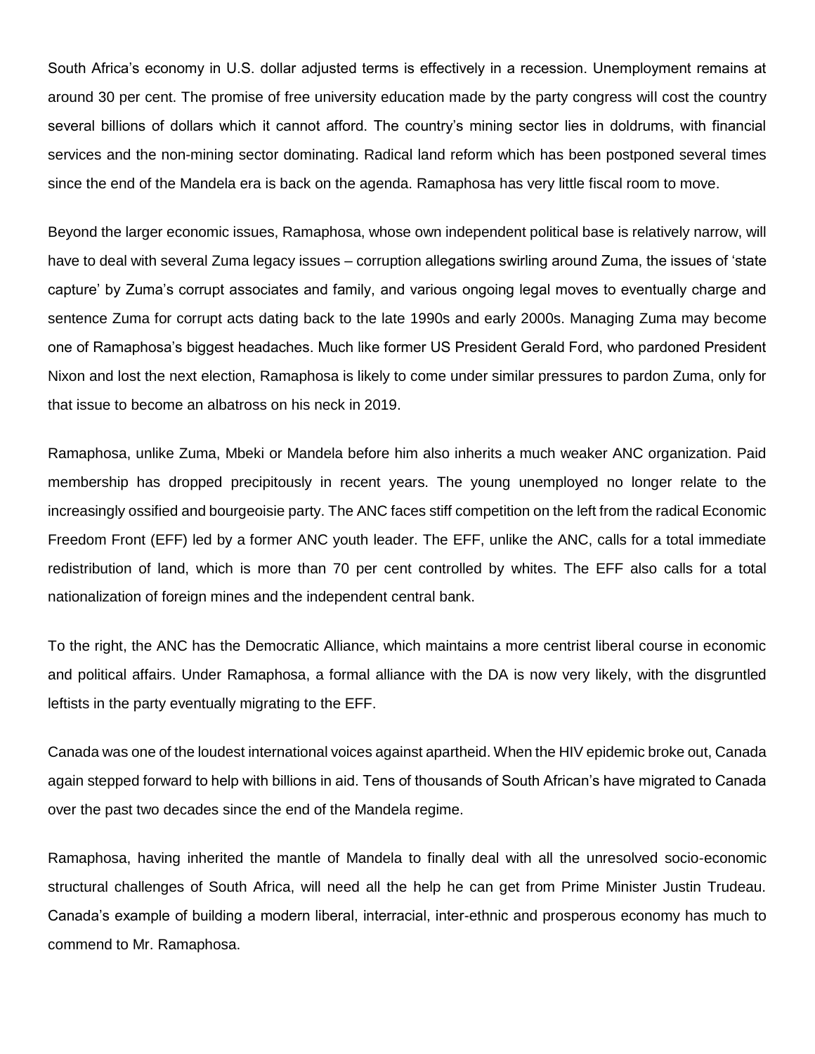South Africa's economy in U.S. dollar adjusted terms is effectively in a recession. Unemployment remains at around 30 per cent. The promise of free university education made by the party congress will cost the country several billions of dollars which it cannot afford. The country's mining sector lies in doldrums, with financial services and the non-mining sector dominating. Radical land reform which has been postponed several times since the end of the Mandela era is back on the agenda. Ramaphosa has very little fiscal room to move.

Beyond the larger economic issues, Ramaphosa, whose own independent political base is relatively narrow, will have to deal with several Zuma legacy issues – corruption allegations swirling around Zuma, the issues of 'state capture' by Zuma's corrupt associates and family, and various ongoing legal moves to eventually charge and sentence Zuma for corrupt acts dating back to the late 1990s and early 2000s. Managing Zuma may become one of Ramaphosa's biggest headaches. Much like former US President Gerald Ford, who pardoned President Nixon and lost the next election, Ramaphosa is likely to come under similar pressures to pardon Zuma, only for that issue to become an albatross on his neck in 2019.

Ramaphosa, unlike Zuma, Mbeki or Mandela before him also inherits a much weaker ANC organization. Paid membership has dropped precipitously in recent years. The young unemployed no longer relate to the increasingly ossified and bourgeoisie party. The ANC faces stiff competition on the left from the radical Economic Freedom Front (EFF) led by a former ANC youth leader. The EFF, unlike the ANC, calls for a total immediate redistribution of land, which is more than 70 per cent controlled by whites. The EFF also calls for a total nationalization of foreign mines and the independent central bank.

To the right, the ANC has the Democratic Alliance, which maintains a more centrist liberal course in economic and political affairs. Under Ramaphosa, a formal alliance with the DA is now very likely, with the disgruntled leftists in the party eventually migrating to the EFF.

Canada was one of the loudest international voices against apartheid. When the HIV epidemic broke out, Canada again stepped forward to help with billions in aid. Tens of thousands of South African's have migrated to Canada over the past two decades since the end of the Mandela regime.

Ramaphosa, having inherited the mantle of Mandela to finally deal with all the unresolved socio-economic structural challenges of South Africa, will need all the help he can get from Prime Minister Justin Trudeau. Canada's example of building a modern liberal, interracial, inter-ethnic and prosperous economy has much to commend to Mr. Ramaphosa.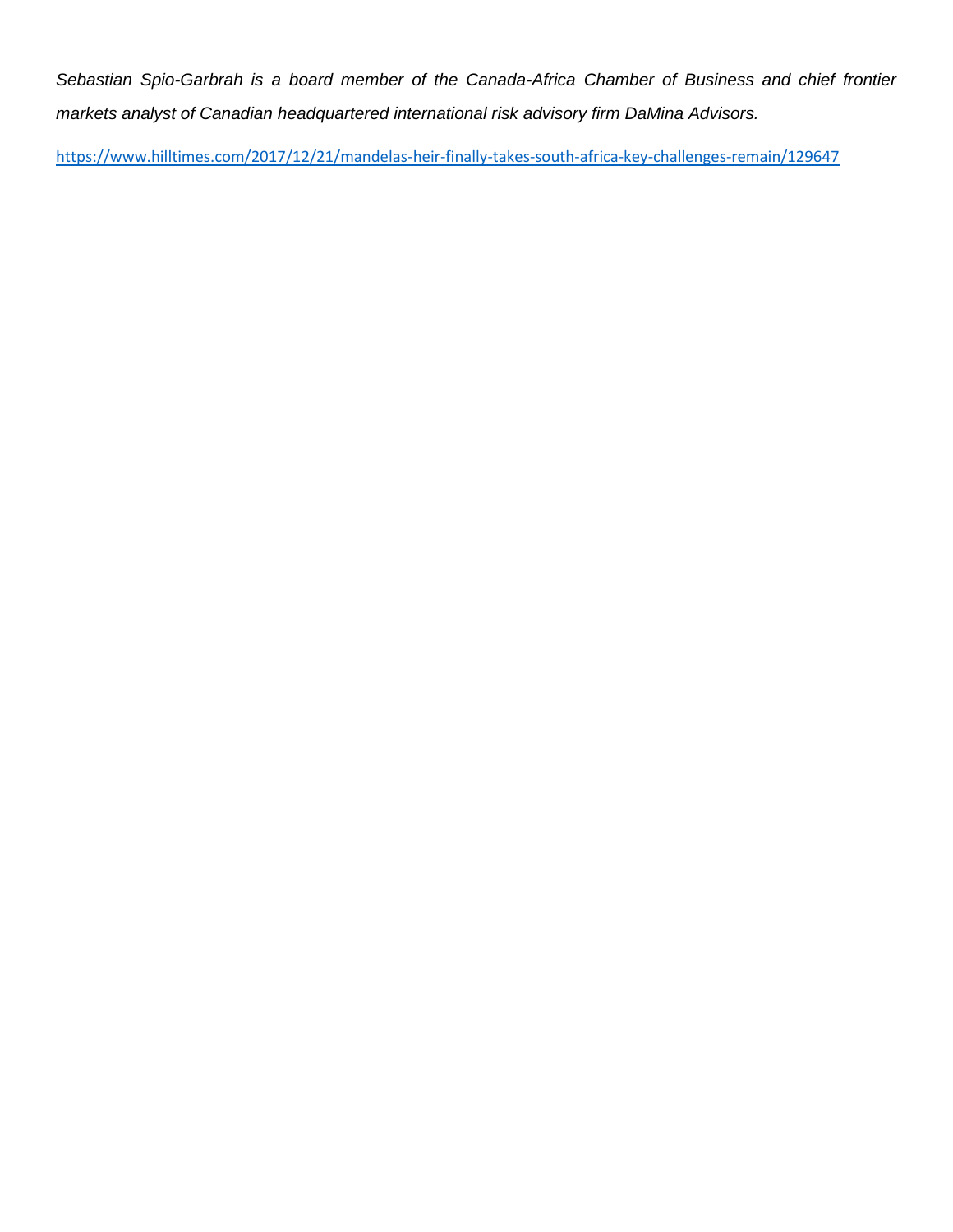*Sebastian Spio-Garbrah is a board member of the Canada-Africa Chamber of Business and chief frontier markets analyst of Canadian headquartered international risk advisory firm DaMina Advisors.*

https://www.hilltimes.com/2017/12/21/mandelas-heir-finally-takes-south-africa-key-challenges-remain/129647